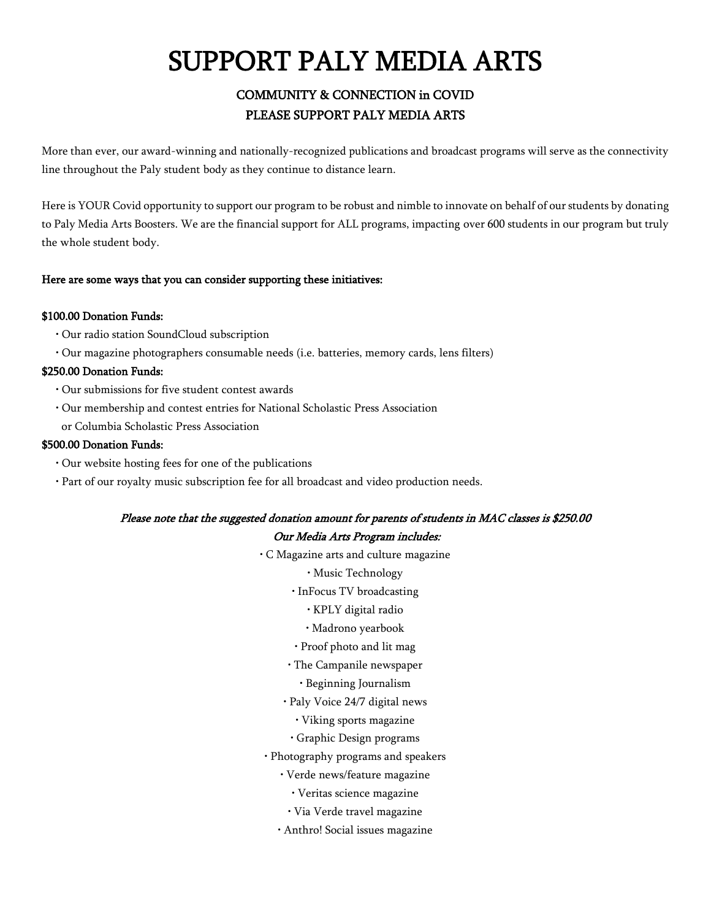# SUPPORT PALY MEDIA ARTS

## COMMUNITY & CONNECTION in COVID
## PLEASE SUPPORT PALY MEDIA ARTS

More than ever, our award-winning and nationally-recognized publications and broadcast programs will serve as the connectivity line throughout the Paly student body as they continue to distance learn.

Here is YOUR Covid opportunity to support our program to be robust and nimble to innovate on behalf of our students by donating to Paly Media Arts Boosters. We are the financial support for ALL programs, impacting over 600 students in our program but truly the whole student body.

**Here are some ways that you can consider supporting these initiatives:**

**$100.00 Donation Funds:**

- Our radio station SoundCloud subscription
- Our magazine photographers consumable needs (i.e. batteries, memory cards, lens filters)

**$250.00 Donation Funds:**

- Our submissions for five student contest awards
- Our membership and contest entries for National Scholastic Press Association or Columbia Scholastic Press Association

**$500.00 Donation Funds:**

- Our website hosting fees for one of the publications
- Part of our royalty music subscription fee for all broadcast and video production needs.

***Please note that the suggested donation amount for parents of students in MAC classes is $250.00***

***Our Media Arts Program includes:***

- C Magazine arts and culture magazine
- Music Technology
- InFocus TV broadcasting
- KPLY digital radio
- Madrono yearbook
- Proof photo and lit mag
- The Campanile newspaper
- Beginning Journalism
- Paly Voice 24/7 digital news
- Viking sports magazine
- Graphic Design programs
- Photography programs and speakers
- Verde news/feature magazine
- Veritas science magazine
- Via Verde travel magazine
- Anthro! Social issues magazine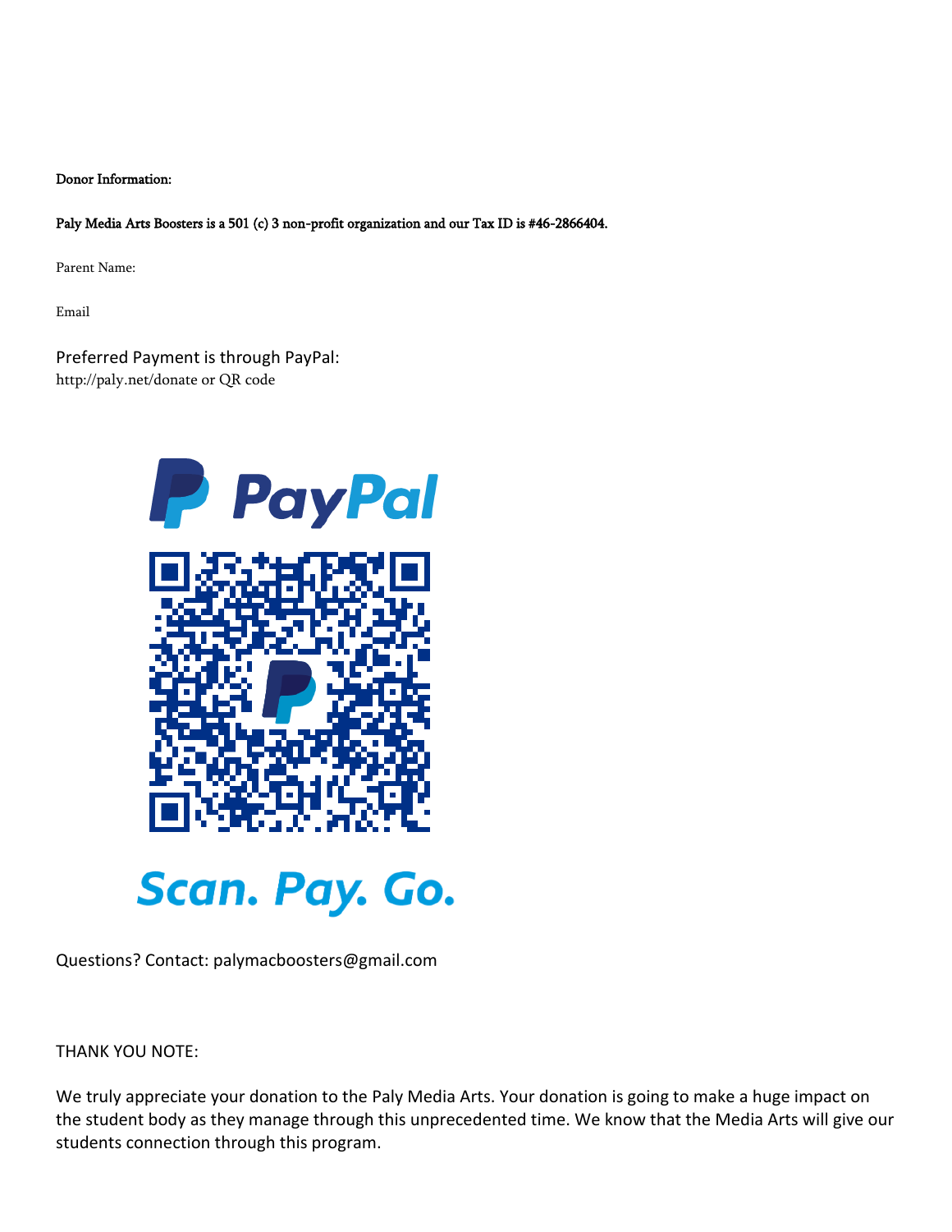**Donor Information:**

**Paly Media Arts Boosters is a 501 (c) 3 non-profit organization and our Tax ID is #46-2866404.**

Parent Name:

Email

Preferred Payment is through PayPal:
http://paly.net/donate or QR code

PayPal

Scan. Pay. Go.

Questions? Contact: palymacboosters@gmail.com

THANK YOU NOTE:

We truly appreciate your donation to the Paly Media Arts. Your donation is going to make a huge impact on the student body as they manage through this unprecedented time. We know that the Media Arts will give our students connection through this program.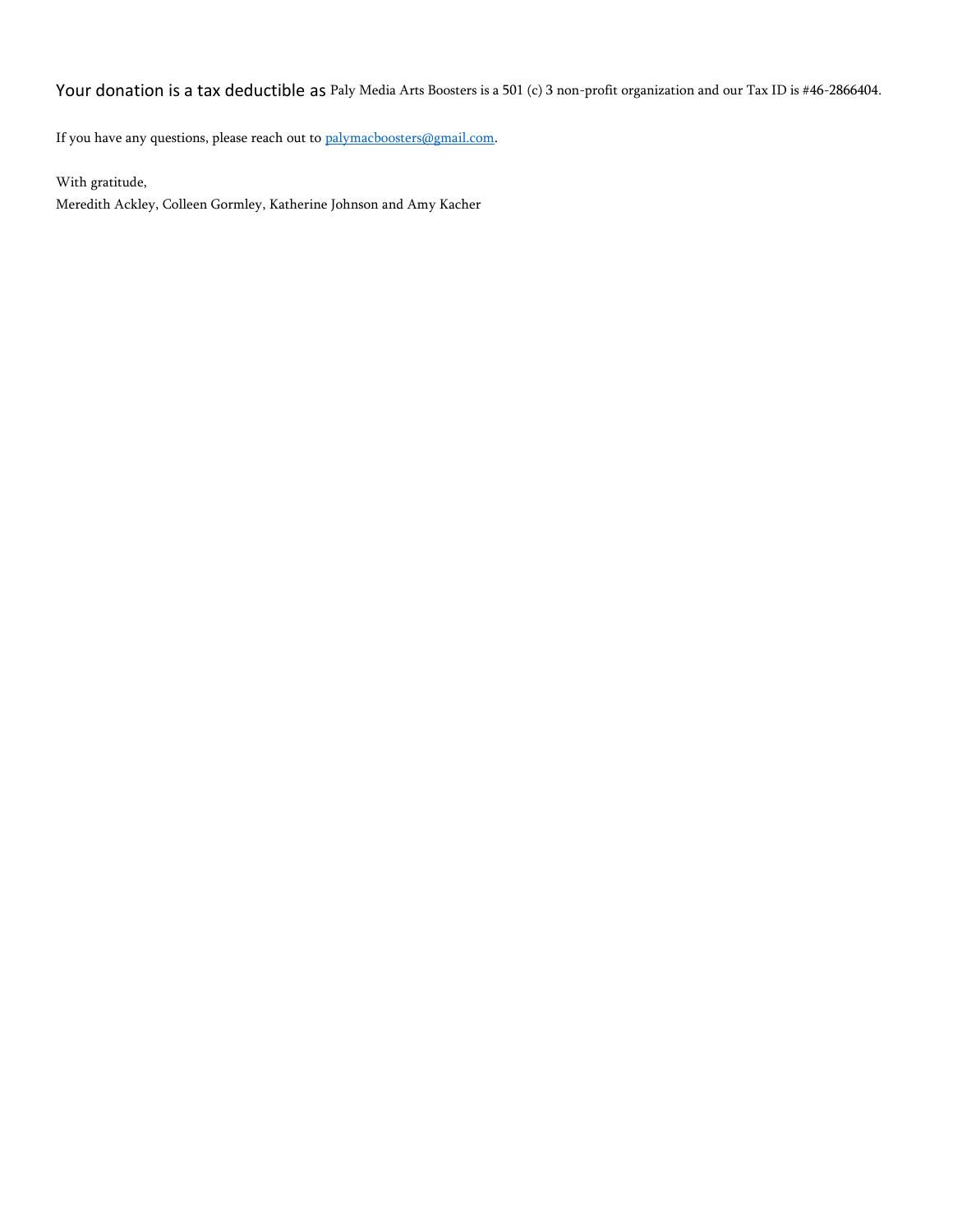Your donation is a tax deductible as Paly Media Arts Boosters is a 501 (c) 3 non-profit organization and our Tax ID is #46-2866404.

If you have any questions, please reach out to palymacboosters@gmail.com.

With gratitude,
Meredith Ackley, Colleen Gormley, Katherine Johnson and Amy Kacher